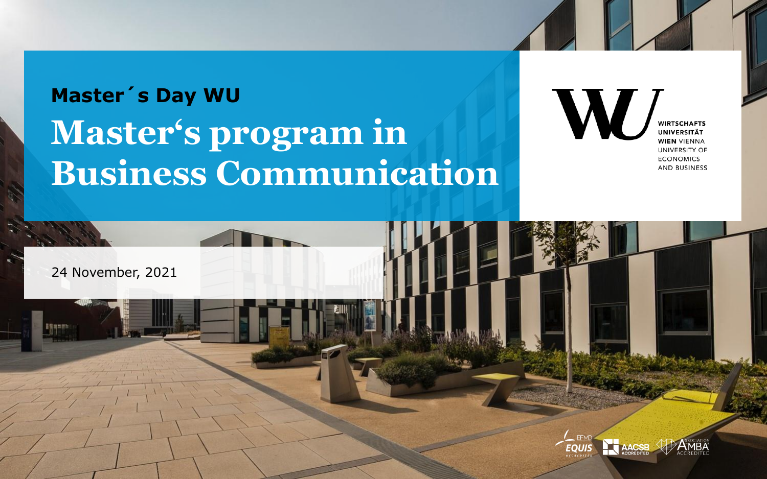**Master´s Day WU**

# Master‘s program in Business Communication

WIRTSCHAFTS UNIVERSITÄT WIEN VIENNA UNIVERSITY OF ECONOMICS AND BUSINESS

24 November, 2021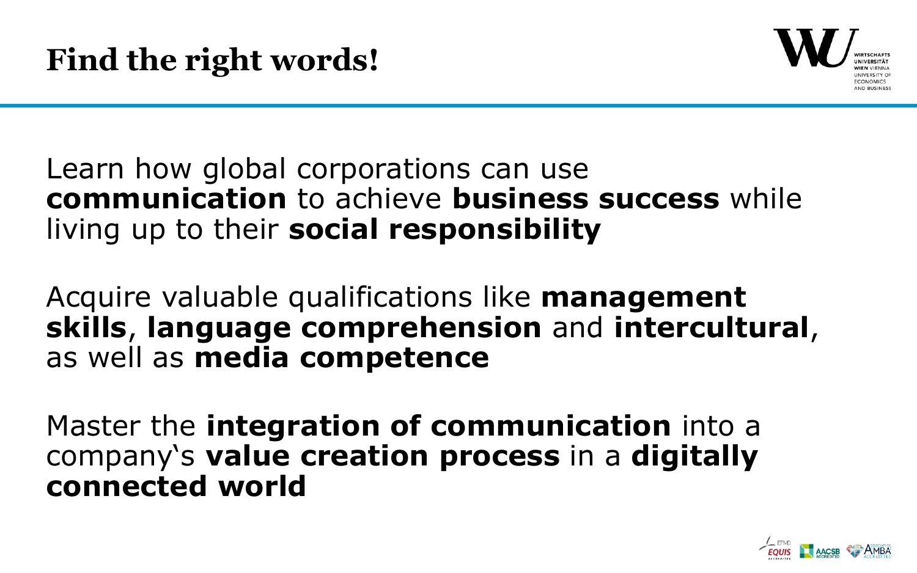# Find the right words!

Learn how global corporations can use **communication** to achieve **business success** while living up to their **social responsibility**

Acquire valuable qualifications like **management skills**, **language comprehension** and **intercultural**, as well as **media competence**

Master the **integration of communication** into a company's **value creation process** in a **digitally connected world**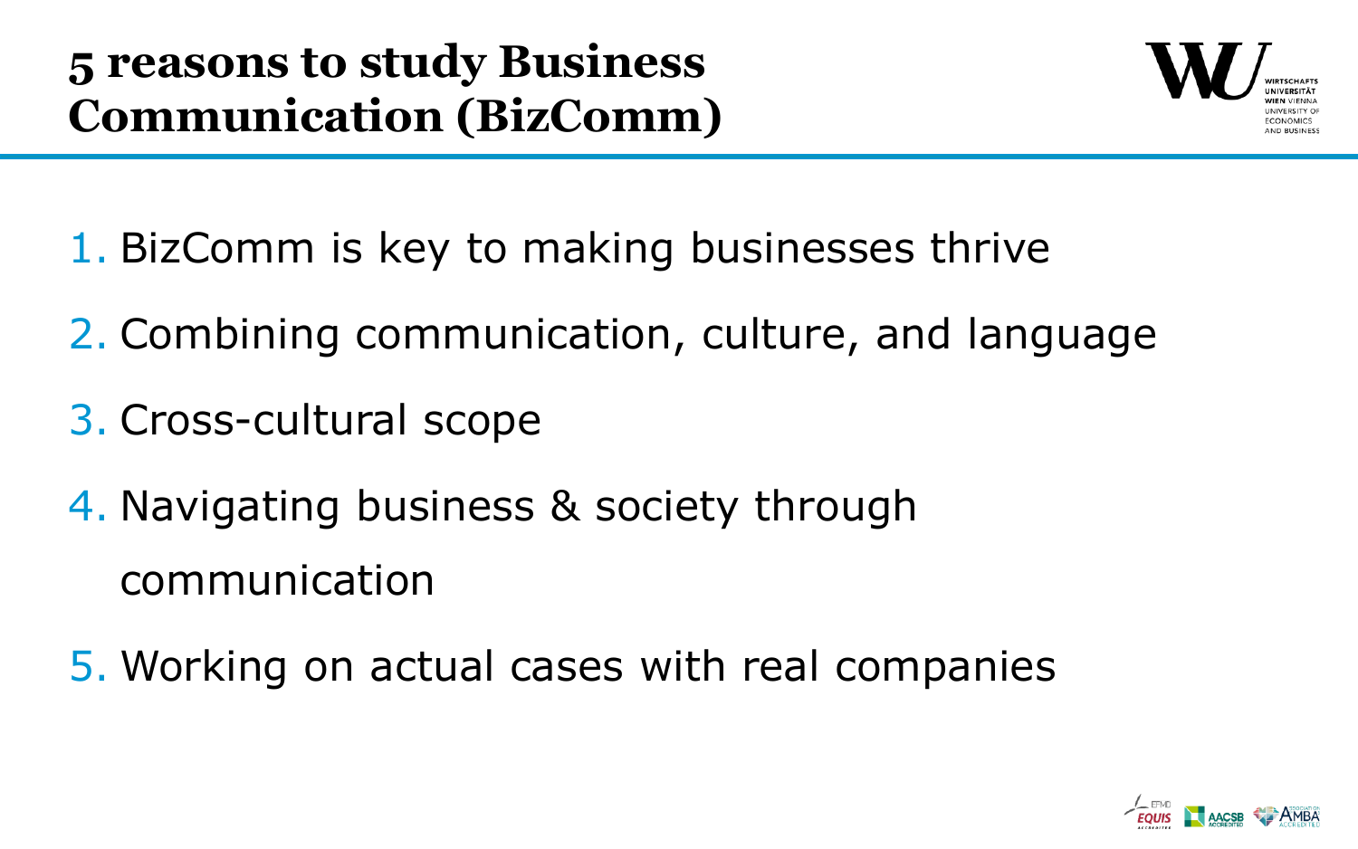# 5 reasons to study Business Communication (BizComm)

1. BizComm is key to making businesses thrive
2. Combining communication, culture, and language
3. Cross-cultural scope
4. Navigating business & society through communication
5. Working on actual cases with real companies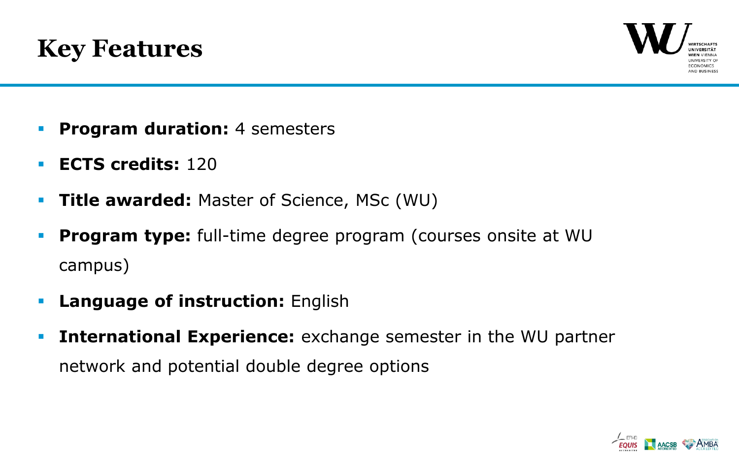# Key Features

- **Program duration:** 4 semesters
- **ECTS credits:** 120
- **Title awarded:** Master of Science, MSc (WU)
- **Program type:** full-time degree program (courses onsite at WU campus)
- **Language of instruction:** English
- **International Experience:** exchange semester in the WU partner network and potential double degree options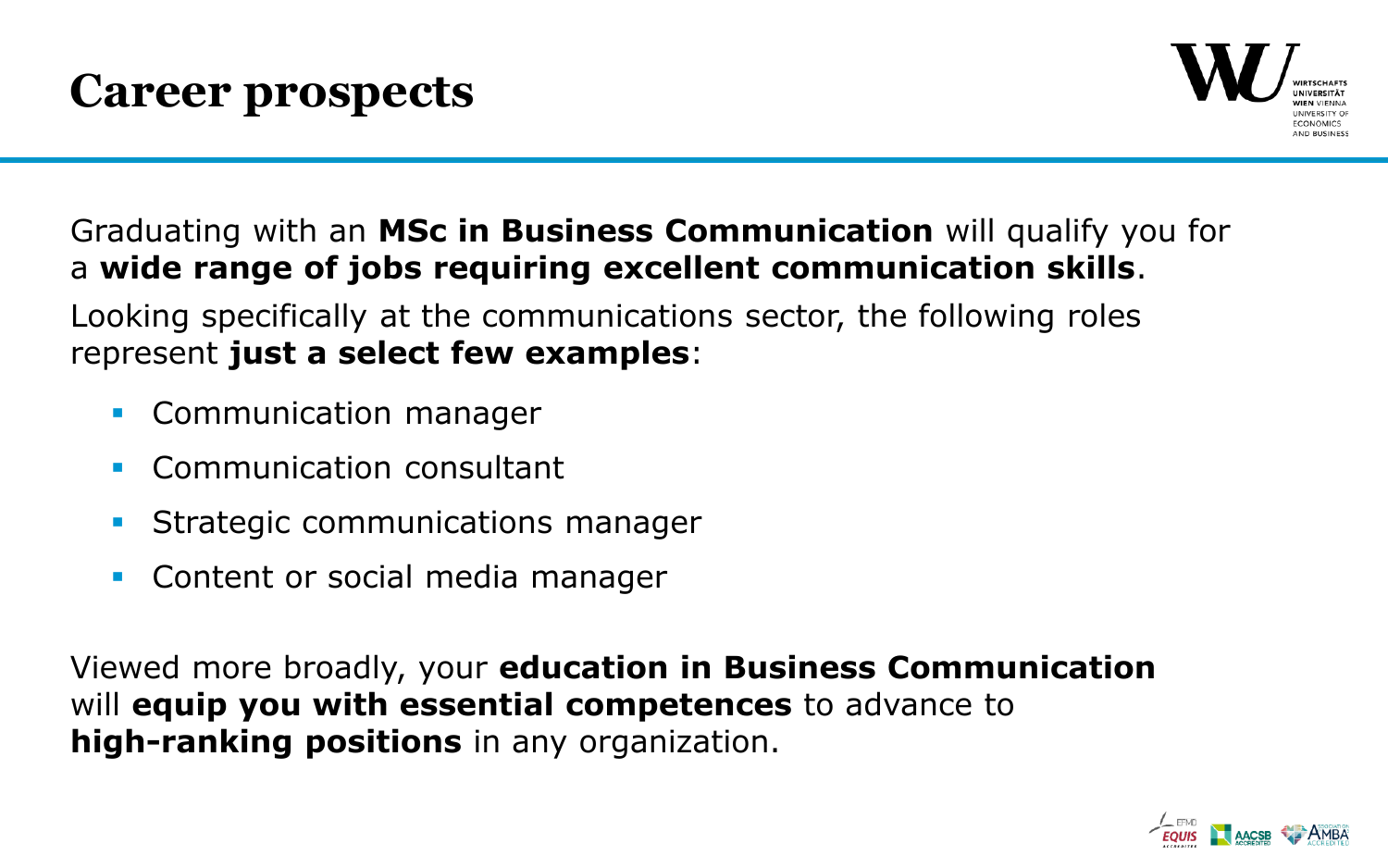# Career prospects

Graduating with an **MSc in Business Communication** will qualify you for a **wide range of jobs requiring excellent communication skills**.

Looking specifically at the communications sector, the following roles represent **just a select few examples**:

- Communication manager
- Communication consultant
- Strategic communications manager
- Content or social media manager

Viewed more broadly, your **education in Business Communication** will **equip you with essential competences** to advance to **high-ranking positions** in any organization.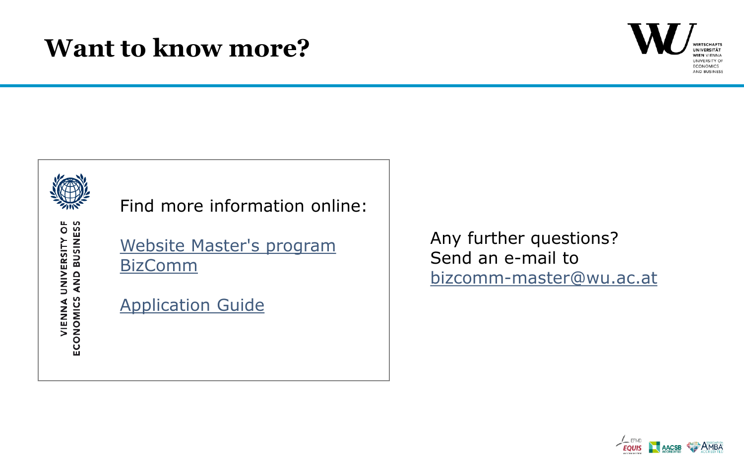# Want to know more?

Find more information online:

Website Master's program BizComm

Application Guide

Any further questions?
Send an e-mail to
bizcomm-master@wu.ac.at